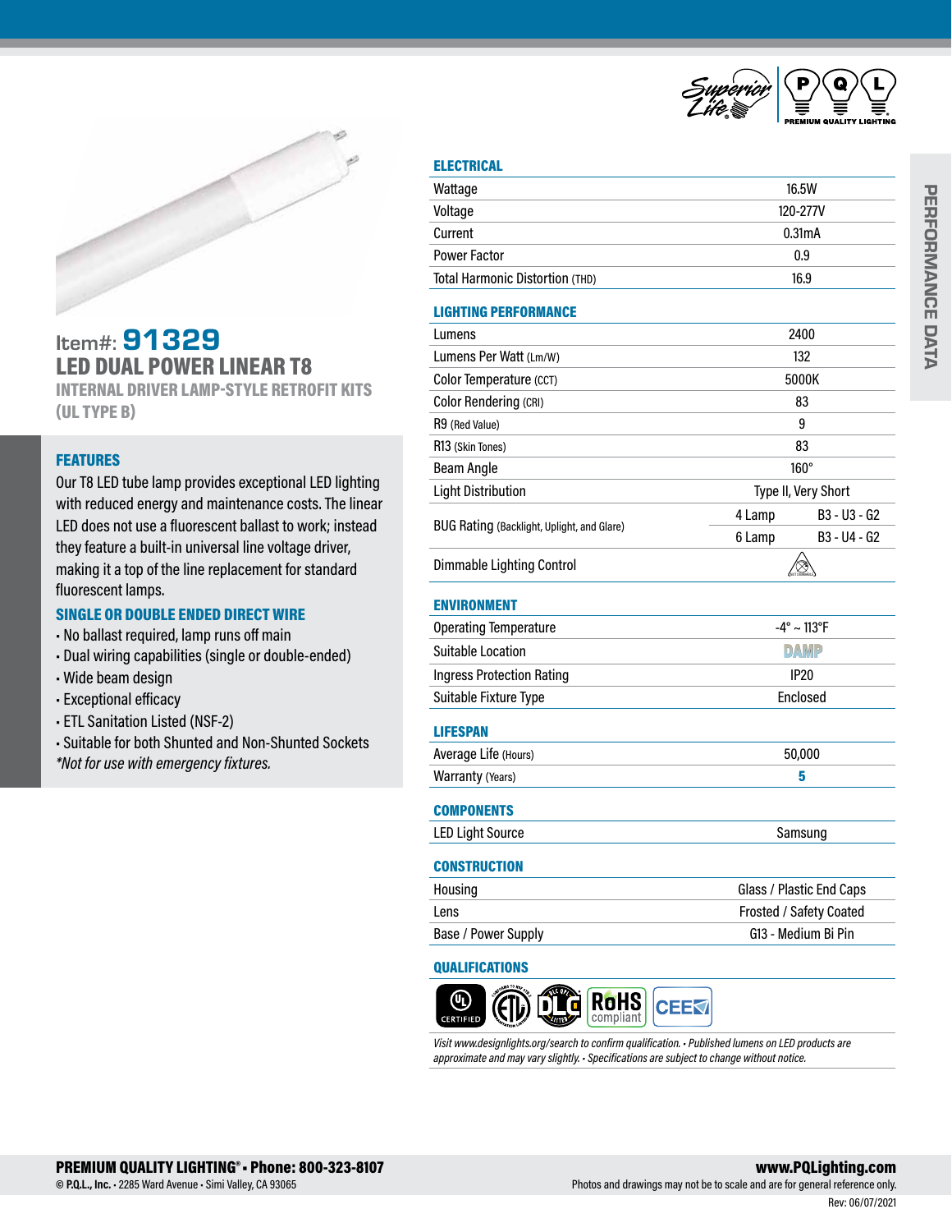# Item#: 91329

## LED DUAL POWER LINEAR T8

### INTERNAL DRIVER LAMP-STYLE RETROFIT KITS (UL TYPE B)

### FEATURES

Our T8 LED tube lamp provides exceptional LED lighting with reduced energy and maintenance costs. The linear LED does not use a fluorescent ballast to work; instead they feature a built-in universal line voltage driver, making it a top of the line replacement for standard fluorescent lamps.

### SINGLE OR DOUBLE ENDED DIRECT WIRE

- No ballast required, lamp runs off main
- Dual wiring capabilities (single or double-ended)
- Wide beam design
- Exceptional efficacy
- ETL Sanitation Listed (NSF-2)
- Suitable for both Shunted and Non-Shunted Sockets

*\*Not for use with emergency fixtures.*

## PERFORMANCE DATA

### ELECTRICAL

| | |
|---|---|
| Wattage | 16.5W |
| Voltage | 120-277V |
| Current | 0.31mA |
| Power Factor | 0.9 |
| Total Harmonic Distortion (THD) | 16.9 |

### LIGHTING PERFORMANCE

| | | |
|---|---|---|
| Lumens | 2400 | |
| Lumens Per Watt (Lm/W) | 132 | |
| Color Temperature (CCT) | 5000K | |
| Color Rendering (CRI) | 83 | |
| R9 (Red Value) | 9 | |
| R13 (Skin Tones) | 83 | |
| Beam Angle | 160° | |
| Light Distribution | Type II, Very Short | |
| BUG Rating (Backlight, Uplight, and Glare) | 4 Lamp | B3 - U3 - G2 |
| | 6 Lamp | B3 - U4 - G2 |
| Dimmable Lighting Control | (not dimmable symbol) | |

### ENVIRONMENT

| | |
|---|---|
| Operating Temperature | -4° ~ 113°F |
| Suitable Location | DAMP |
| Ingress Protection Rating | IP20 |
| Suitable Fixture Type | Enclosed |

### LIFESPAN

| | |
|---|---|
| Average Life (Hours) | 50,000 |
| Warranty (Years) | 5 |

### COMPONENTS

| | |
|---|---|
| LED Light Source | Samsung |

### CONSTRUCTION

| | |
|---|---|
| Housing | Glass / Plastic End Caps |
| Lens | Frosted / Safety Coated |
| Base / Power Supply | G13 - Medium Bi Pin |

### QUALIFICATIONS

UL CERTIFIED · ETL · DLC · RoHS compliant · CEE

*Visit www.designlights.org/search to confirm qualification. • Published lumens on LED products are approximate and may vary slightly. • Specifications are subject to change without notice.*

**PREMIUM QUALITY LIGHTING® • Phone: 800-323-8107**
© **P.Q.L., Inc.** • 2285 Ward Avenue • Simi Valley, CA 93065

**www.PQLighting.com**
Photos and drawings may not be to scale and are for general reference only.
Rev: 06/07/2021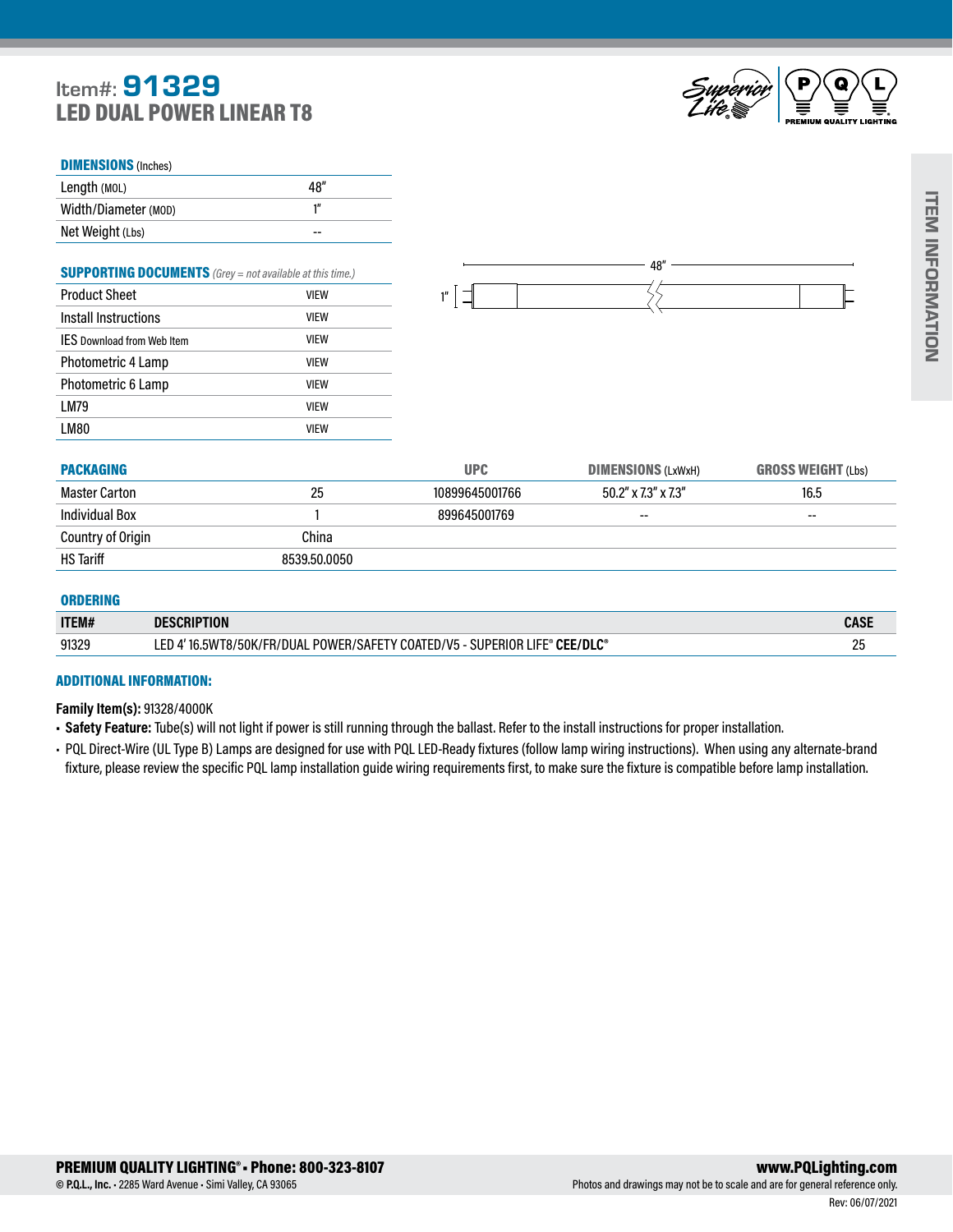# Item#: 91329
## LED DUAL POWER LINEAR T8

ITEM INFORMATION

### DIMENSIONS (Inches)

| | |
|---|---|
| Length (MOL) | 48" |
| Width/Diameter (MOD) | 1" |
| Net Weight (Lbs) | -- |

### SUPPORTING DOCUMENTS *(Grey = not available at this time.)*

| | |
|---|---|
| Product Sheet | VIEW |
| Install Instructions | VIEW |
| IES Download from Web Item | VIEW |
| Photometric 4 Lamp | VIEW |
| Photometric 6 Lamp | VIEW |
| LM79 | VIEW |
| LM80 | VIEW |

48"

1"

### PACKAGING

| PACKAGING | | UPC | DIMENSIONS (LxWxH) | GROSS WEIGHT (Lbs) |
|---|---|---|---|---|
| Master Carton | 25 | 10899645001766 | 50.2" x 7.3" x 7.3" | 16.5 |
| Individual Box | 1 | 899645001769 | -- | -- |
| Country of Origin | China | | | |
| HS Tariff | 8539.50.0050 | | | |

### ORDERING

| ITEM# | DESCRIPTION | CASE |
|---|---|---|
| 91329 | LED 4' 16.5WT8/50K/FR/DUAL POWER/SAFETY COATED/V5 - SUPERIOR LIFE® **CEE/DLC®** | 25 |

### ADDITIONAL INFORMATION:

**Family Item(s):** 91328/4000K

- **Safety Feature:** Tube(s) will not light if power is still running through the ballast. Refer to the install instructions for proper installation.
- PQL Direct-Wire (UL Type B) Lamps are designed for use with PQL LED-Ready fixtures (follow lamp wiring instructions). When using any alternate-brand fixture, please review the specific PQL lamp installation guide wiring requirements first, to make sure the fixture is compatible before lamp installation.

**PREMIUM QUALITY LIGHTING® ▪ Phone: 800-323-8107**
© P.Q.L., Inc. • 2285 Ward Avenue • Simi Valley, CA 93065

**www.PQLighting.com**
Photos and drawings may not be to scale and are for general reference only.

Rev: 06/07/2021